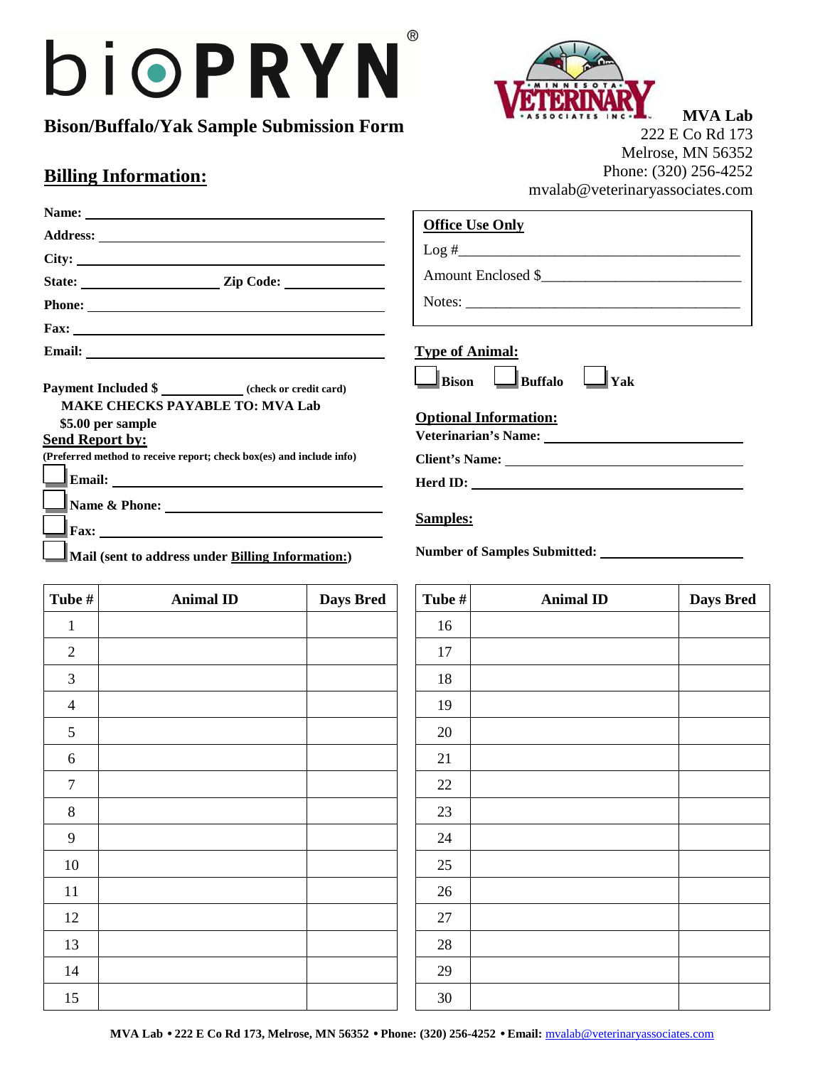# bioPRYN®

## Bison/Buffalo/Yak Sample Submission Form

**MVA Lab**
222 E Co Rd 173
Melrose, MN 56352
Phone: (320) 256-4252
mvalab@veterinaryassociates.com

## Billing Information:

**Name:** ____________________

**Address:** ____________________

**City:** ____________________

**State:** __________ **Zip Code:** __________

**Phone:** ____________________

**Fax:** ____________________

**Email:** ____________________

**Payment Included $** __________ **(check or credit card)**

**MAKE CHECKS PAYABLE TO: MVA Lab**

**$5.00 per sample**

**Send Report by:**

**(Preferred method to receive report; check box(es) and include info)**

- ☐ **Email:** ____________________
- ☐ **Name & Phone:** ____________________
- ☐ **Fax:** ____________________
- ☐ **Mail (sent to address under Billing Information:)**

**Office Use Only**

Log #____________________

Amount Enclosed $____________________

Notes: ____________________

**Type of Animal:**

☐ **Bison** ☐ **Buffalo** ☐ **Yak**

**Optional Information:**

**Veterinarian's Name:** ____________________

**Client's Name:** ____________________

**Herd ID:** ____________________

**Samples:**

**Number of Samples Submitted:** ____________________

| Tube # | Animal ID | Days Bred |
|---|---|---|
| 1 | | |
| 2 | | |
| 3 | | |
| 4 | | |
| 5 | | |
| 6 | | |
| 7 | | |
| 8 | | |
| 9 | | |
| 10 | | |
| 11 | | |
| 12 | | |
| 13 | | |
| 14 | | |
| 15 | | |

| Tube # | Animal ID | Days Bred |
|---|---|---|
| 16 | | |
| 17 | | |
| 18 | | |
| 19 | | |
| 20 | | |
| 21 | | |
| 22 | | |
| 23 | | |
| 24 | | |
| 25 | | |
| 26 | | |
| 27 | | |
| 28 | | |
| 29 | | |
| 30 | | |

**MVA Lab • 222 E Co Rd 173, Melrose, MN 56352 • Phone: (320) 256-4252 • Email:** mvalab@veterinaryassociates.com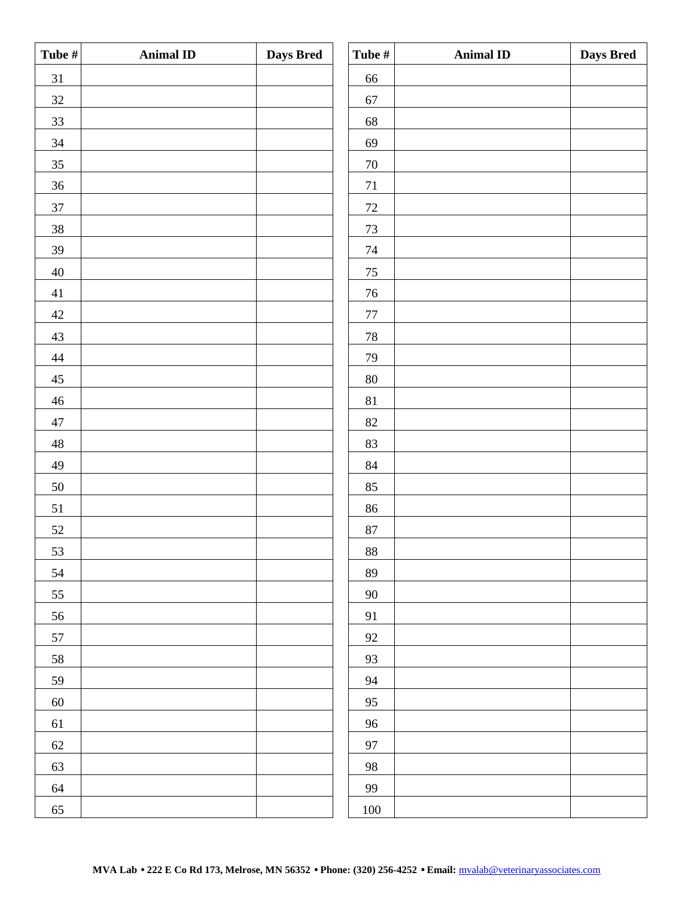| Tube # | Animal ID | Days Bred |
|---|---|---|
| 31 | | |
| 32 | | |
| 33 | | |
| 34 | | |
| 35 | | |
| 36 | | |
| 37 | | |
| 38 | | |
| 39 | | |
| 40 | | |
| 41 | | |
| 42 | | |
| 43 | | |
| 44 | | |
| 45 | | |
| 46 | | |
| 47 | | |
| 48 | | |
| 49 | | |
| 50 | | |
| 51 | | |
| 52 | | |
| 53 | | |
| 54 | | |
| 55 | | |
| 56 | | |
| 57 | | |
| 58 | | |
| 59 | | |
| 60 | | |
| 61 | | |
| 62 | | |
| 63 | | |
| 64 | | |
| 65 | | |

| Tube # | Animal ID | Days Bred |
|---|---|---|
| 66 | | |
| 67 | | |
| 68 | | |
| 69 | | |
| 70 | | |
| 71 | | |
| 72 | | |
| 73 | | |
| 74 | | |
| 75 | | |
| 76 | | |
| 77 | | |
| 78 | | |
| 79 | | |
| 80 | | |
| 81 | | |
| 82 | | |
| 83 | | |
| 84 | | |
| 85 | | |
| 86 | | |
| 87 | | |
| 88 | | |
| 89 | | |
| 90 | | |
| 91 | | |
| 92 | | |
| 93 | | |
| 94 | | |
| 95 | | |
| 96 | | |
| 97 | | |
| 98 | | |
| 99 | | |
| 100 | | |

**MVA Lab • 222 E Co Rd 173, Melrose, MN 56352 • Phone: (320) 256-4252 • Email:** mvalab@veterinaryassociates.com